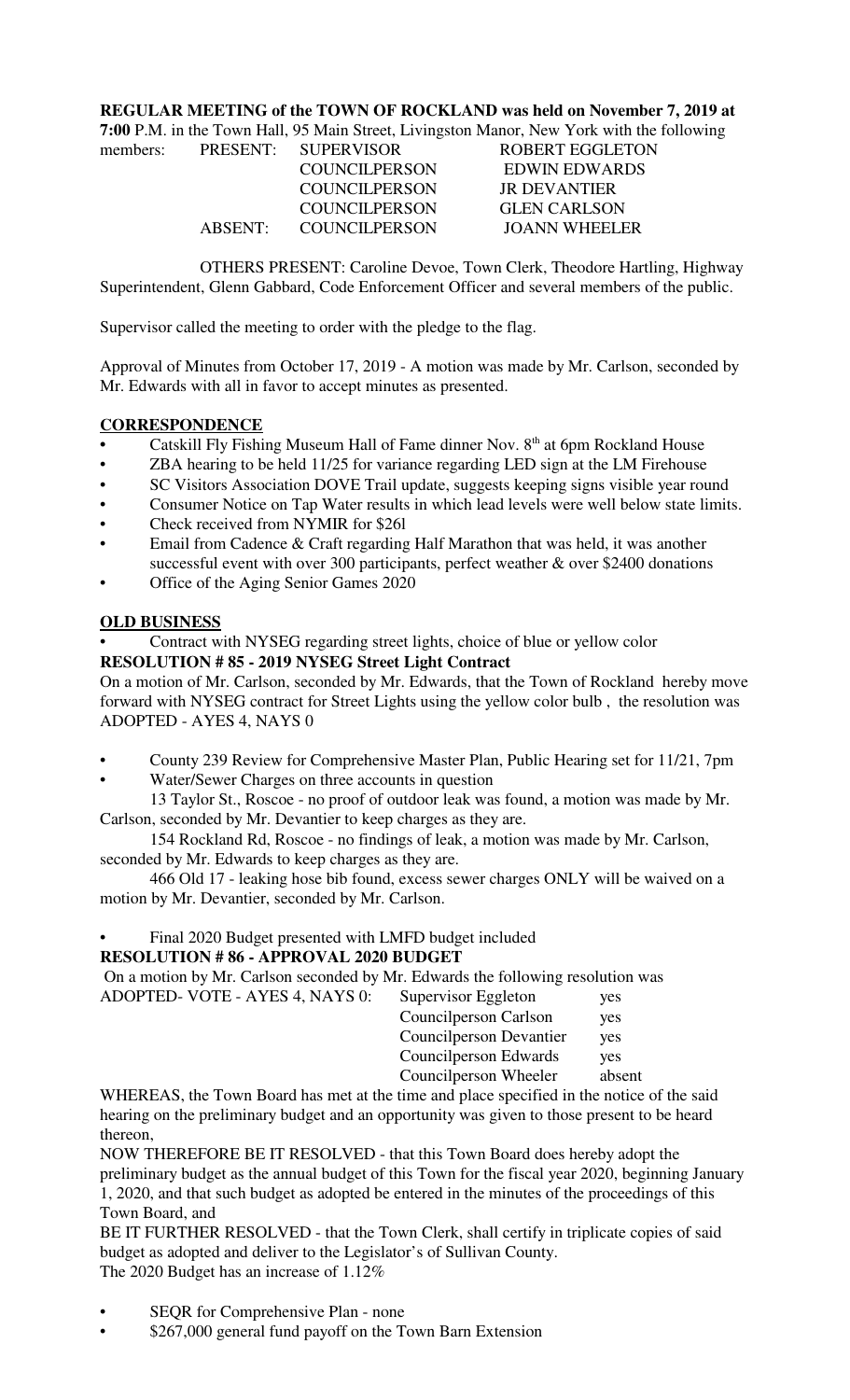**REGULAR MEETING of the TOWN OF ROCKLAND was held on November 7, 2019 at 7:00** P.M. in the Town Hall, 95 Main Street, Livingston Manor, New York with the following

| members: | PRESENT: | SUPERVISOR | ROBERT EGGLETON |
|---|---|---|---|
| | | COUNCILPERSON | EDWIN EDWARDS |
| | | COUNCILPERSON | JR DEVANTIER |
| | | COUNCILPERSON | GLEN CARLSON |
| | ABSENT: | COUNCILPERSON | JOANN WHEELER |

OTHERS PRESENT: Caroline Devoe, Town Clerk, Theodore Hartling, Highway Superintendent, Glenn Gabbard, Code Enforcement Officer and several members of the public.

Supervisor called the meeting to order with the pledge to the flag.

Approval of Minutes from October 17, 2019 - A motion was made by Mr. Carlson, seconded by Mr. Edwards with all in favor to accept minutes as presented.

## CORRESPONDENCE

- Catskill Fly Fishing Museum Hall of Fame dinner Nov. 8th at 6pm Rockland House
- ZBA hearing to be held 11/25 for variance regarding LED sign at the LM Firehouse
- SC Visitors Association DOVE Trail update, suggests keeping signs visible year round
- Consumer Notice on Tap Water results in which lead levels were well below state limits.
- Check received from NYMIR for $26l
- Email from Cadence & Craft regarding Half Marathon that was held, it was another successful event with over 300 participants, perfect weather & over $2400 donations
- Office of the Aging Senior Games 2020

## OLD BUSINESS

- Contract with NYSEG regarding street lights, choice of blue or yellow color

**RESOLUTION # 85 - 2019 NYSEG Street Light Contract**

On a motion of Mr. Carlson, seconded by Mr. Edwards, that the Town of Rockland hereby move forward with NYSEG contract for Street Lights using the yellow color bulb , the resolution was ADOPTED - AYES 4, NAYS 0

- County 239 Review for Comprehensive Master Plan, Public Hearing set for 11/21, 7pm
- Water/Sewer Charges on three accounts in question

13 Taylor St., Roscoe - no proof of outdoor leak was found, a motion was made by Mr. Carlson, seconded by Mr. Devantier to keep charges as they are.

154 Rockland Rd, Roscoe - no findings of leak, a motion was made by Mr. Carlson, seconded by Mr. Edwards to keep charges as they are.

466 Old 17 - leaking hose bib found, excess sewer charges ONLY will be waived on a motion by Mr. Devantier, seconded by Mr. Carlson.

- Final 2020 Budget presented with LMFD budget included

**RESOLUTION # 86 - APPROVAL 2020 BUDGET**

On a motion by Mr. Carlson seconded by Mr. Edwards the following resolution was ADOPTED- VOTE - AYES 4, NAYS 0:

| | |
|---|---|
| Supervisor Eggleton | yes |
| Councilperson Carlson | yes |
| Councilperson Devantier | yes |
| Councilperson Edwards | yes |
| Councilperson Wheeler | absent |

WHEREAS, the Town Board has met at the time and place specified in the notice of the said hearing on the preliminary budget and an opportunity was given to those present to be heard thereon,

NOW THEREFORE BE IT RESOLVED - that this Town Board does hereby adopt the preliminary budget as the annual budget of this Town for the fiscal year 2020, beginning January 1, 2020, and that such budget as adopted be entered in the minutes of the proceedings of this Town Board, and

BE IT FURTHER RESOLVED - that the Town Clerk, shall certify in triplicate copies of said budget as adopted and deliver to the Legislator's of Sullivan County.

The 2020 Budget has an increase of 1.12%

- SEQR for Comprehensive Plan - none
- $267,000 general fund payoff on the Town Barn Extension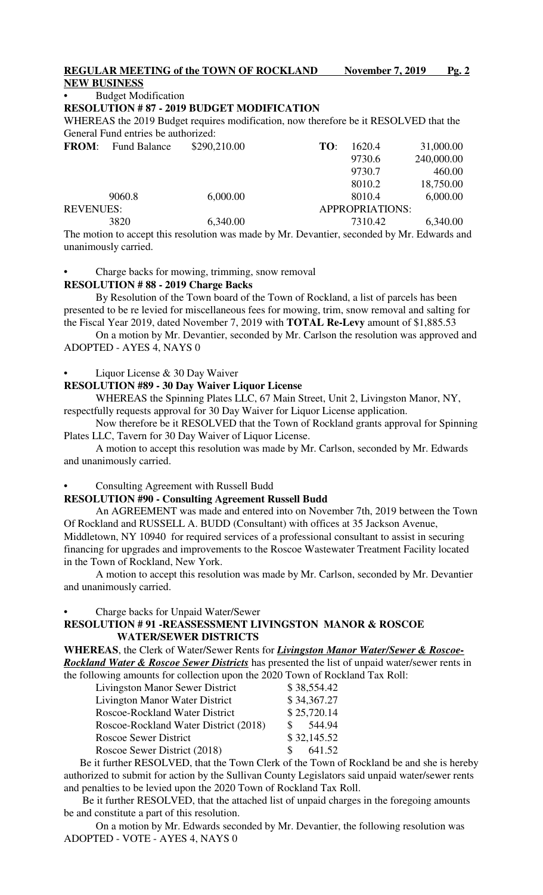**REGULAR MEETING of the TOWN OF ROCKLAND November 7, 2019 Pg. 2**

**NEW BUSINESS**

- Budget Modification

**RESOLUTION # 87 - 2019 BUDGET MODIFICATION**

WHEREAS the 2019 Budget requires modification, now therefore be it RESOLVED that the General Fund entries be authorized:

| **FROM**: Fund Balance | $290,210.00 | **TO**: 1620.4 | 31,000.00 |
|---|---|---|---|
| | | 9730.6 | 240,000.00 |
| | | 9730.7 | 460.00 |
| | | 8010.2 | 18,750.00 |
| 9060.8 | 6,000.00 | 8010.4 | 6,000.00 |
| REVENUES: | | APPROPRIATIONS: | |
| 3820 | 6,340.00 | 7310.42 | 6,340.00 |

The motion to accept this resolution was made by Mr. Devantier, seconded by Mr. Edwards and unanimously carried.

- Charge backs for mowing, trimming, snow removal

**RESOLUTION # 88 - 2019 Charge Backs**

By Resolution of the Town board of the Town of Rockland, a list of parcels has been presented to be re levied for miscellaneous fees for mowing, trim, snow removal and salting for the Fiscal Year 2019, dated November 7, 2019 with **TOTAL Re-Levy** amount of $1,885.53

On a motion by Mr. Devantier, seconded by Mr. Carlson the resolution was approved and ADOPTED - AYES 4, NAYS 0

- Liquor License & 30 Day Waiver

**RESOLUTION #89 - 30 Day Waiver Liquor License**

WHEREAS the Spinning Plates LLC, 67 Main Street, Unit 2, Livingston Manor, NY, respectfully requests approval for 30 Day Waiver for Liquor License application.

Now therefore be it RESOLVED that the Town of Rockland grants approval for Spinning Plates LLC, Tavern for 30 Day Waiver of Liquor License.

A motion to accept this resolution was made by Mr. Carlson, seconded by Mr. Edwards and unanimously carried.

- Consulting Agreement with Russell Budd

**RESOLUTION #90 - Consulting Agreement Russell Budd**

An AGREEMENT was made and entered into on November 7th, 2019 between the Town Of Rockland and RUSSELL A. BUDD (Consultant) with offices at 35 Jackson Avenue, Middletown, NY 10940 for required services of a professional consultant to assist in securing financing for upgrades and improvements to the Roscoe Wastewater Treatment Facility located in the Town of Rockland, New York.

A motion to accept this resolution was made by Mr. Carlson, seconded by Mr. Devantier and unanimously carried.

- Charge backs for Unpaid Water/Sewer

**RESOLUTION # 91 -REASSESSMENT LIVINGSTON MANOR & ROSCOE WATER/SEWER DISTRICTS**

**WHEREAS**, the Clerk of Water/Sewer Rents for ***Livingston Manor Water/Sewer & Roscoe-Rockland Water & Roscoe Sewer Districts*** has presented the list of unpaid water/sewer rents in the following amounts for collection upon the 2020 Town of Rockland Tax Roll:

| | |
|---|---|
| Livingston Manor Sewer District | $ 38,554.42 |
| Livington Manor Water District | $ 34,367.27 |
| Roscoe-Rockland Water District | $ 25,720.14 |
| Roscoe-Rockland Water District (2018) | $ 544.94 |
| Roscoe Sewer District | $ 32,145.52 |
| Roscoe Sewer District (2018) | $ 641.52 |

Be it further RESOLVED, that the Town Clerk of the Town of Rockland be and she is hereby authorized to submit for action by the Sullivan County Legislators said unpaid water/sewer rents and penalties to be levied upon the 2020 Town of Rockland Tax Roll.

Be it further RESOLVED, that the attached list of unpaid charges in the foregoing amounts be and constitute a part of this resolution.

On a motion by Mr. Edwards seconded by Mr. Devantier, the following resolution was ADOPTED - VOTE - AYES 4, NAYS 0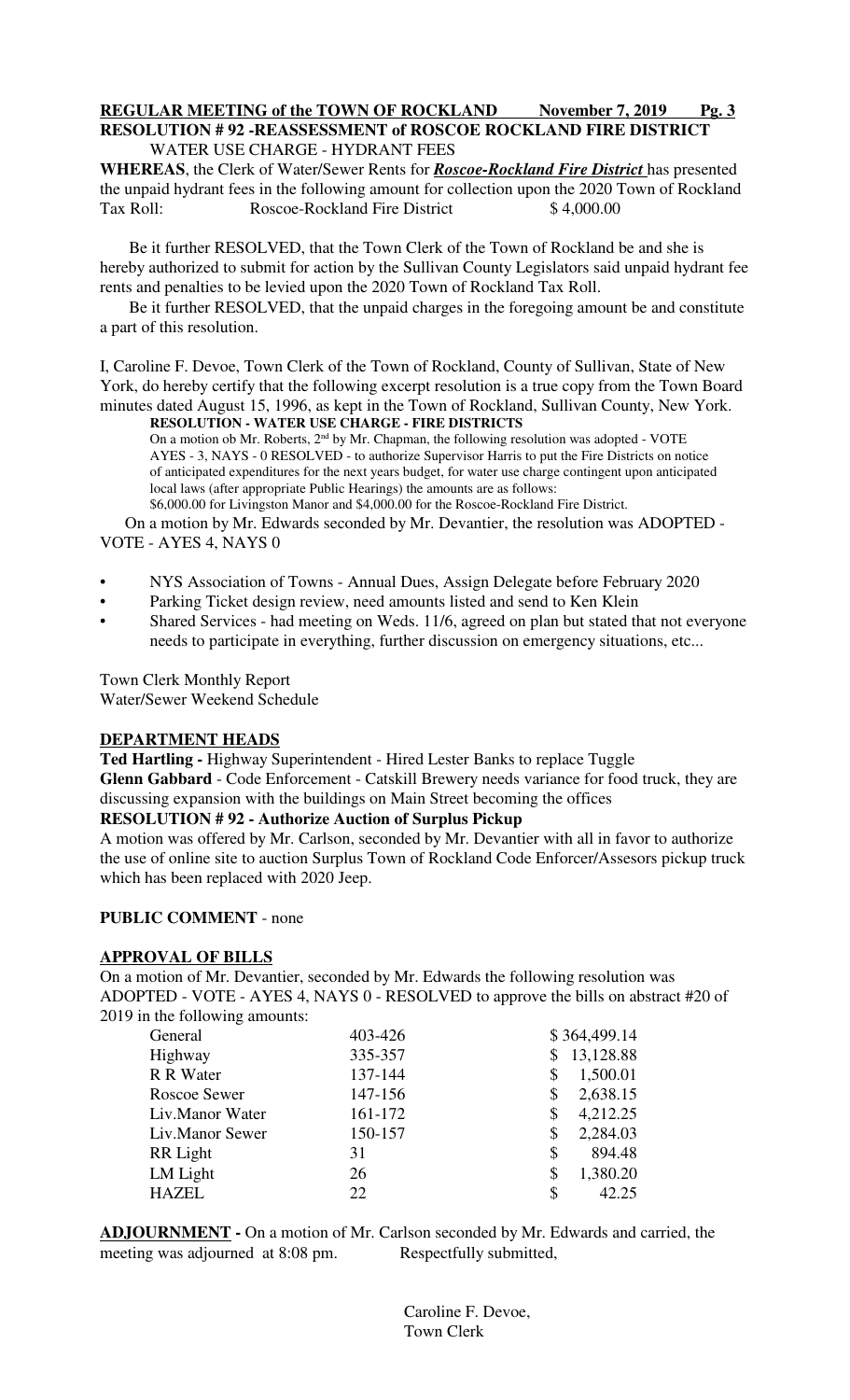**REGULAR MEETING of the TOWN OF ROCKLAND November 7, 2019 Pg. 3**

**RESOLUTION # 92 -REASSESSMENT of ROSCOE ROCKLAND FIRE DISTRICT**
WATER USE CHARGE - HYDRANT FEES

**WHEREAS**, the Clerk of Water/Sewer Rents for ***Roscoe-Rockland Fire District*** has presented the unpaid hydrant fees in the following amount for collection upon the 2020 Town of Rockland Tax Roll: Roscoe-Rockland Fire District $ 4,000.00

Be it further RESOLVED, that the Town Clerk of the Town of Rockland be and she is hereby authorized to submit for action by the Sullivan County Legislators said unpaid hydrant fee rents and penalties to be levied upon the 2020 Town of Rockland Tax Roll.

Be it further RESOLVED, that the unpaid charges in the foregoing amount be and constitute a part of this resolution.

I, Caroline F. Devoe, Town Clerk of the Town of Rockland, County of Sullivan, State of New York, do hereby certify that the following excerpt resolution is a true copy from the Town Board minutes dated August 15, 1996, as kept in the Town of Rockland, Sullivan County, New York.

**RESOLUTION - WATER USE CHARGE - FIRE DISTRICTS**
On a motion ob Mr. Roberts, 2nd by Mr. Chapman, the following resolution was adopted - VOTE AYES - 3, NAYS - 0 RESOLVED - to authorize Supervisor Harris to put the Fire Districts on notice of anticipated expenditures for the next years budget, for water use charge contingent upon anticipated local laws (after appropriate Public Hearings) the amounts are as follows:
$6,000.00 for Livingston Manor and $4,000.00 for the Roscoe-Rockland Fire District.

On a motion by Mr. Edwards seconded by Mr. Devantier, the resolution was ADOPTED - VOTE - AYES 4, NAYS 0

- NYS Association of Towns - Annual Dues, Assign Delegate before February 2020
- Parking Ticket design review, need amounts listed and send to Ken Klein
- Shared Services - had meeting on Weds. 11/6, agreed on plan but stated that not everyone needs to participate in everything, further discussion on emergency situations, etc...

Town Clerk Monthly Report
Water/Sewer Weekend Schedule

## DEPARTMENT HEADS

**Ted Hartling -** Highway Superintendent - Hired Lester Banks to replace Tuggle
**Glenn Gabbard** - Code Enforcement - Catskill Brewery needs variance for food truck, they are discussing expansion with the buildings on Main Street becoming the offices

**RESOLUTION # 92 - Authorize Auction of Surplus Pickup**
A motion was offered by Mr. Carlson, seconded by Mr. Devantier with all in favor to authorize the use of online site to auction Surplus Town of Rockland Code Enforcer/Assesors pickup truck which has been replaced with 2020 Jeep.

**PUBLIC COMMENT** - none

## APPROVAL OF BILLS

On a motion of Mr. Devantier, seconded by Mr. Edwards the following resolution was ADOPTED - VOTE - AYES 4, NAYS 0 - RESOLVED to approve the bills on abstract #20 of 2019 in the following amounts:

| | | |
|---|---|---|
| General | 403-426 | $ 364,499.14 |
| Highway | 335-357 | $ 13,128.88 |
| R R Water | 137-144 | $ 1,500.01 |
| Roscoe Sewer | 147-156 | $ 2,638.15 |
| Liv.Manor Water | 161-172 | $ 4,212.25 |
| Liv.Manor Sewer | 150-157 | $ 2,284.03 |
| RR Light | 31 | $ 894.48 |
| LM Light | 26 | $ 1,380.20 |
| HAZEL | 22 | $ 42.25 |

**ADJOURNMENT -** On a motion of Mr. Carlson seconded by Mr. Edwards and carried, the meeting was adjourned at 8:08 pm. Respectfully submitted,

Caroline F. Devoe,
Town Clerk